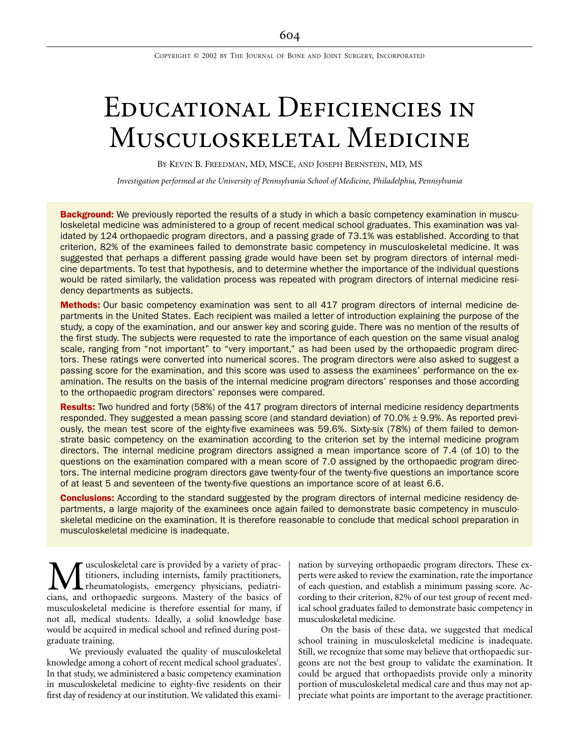# Educational Deficiencies in Musculoskeletal Medicine

By Kevin B. Freedman, MD, MSCE, and Joseph Bernstein, MD, MS

*Investigation performed at the University of Pennsylvania School of Medicine, Philadelphia, Pennsylvania*

**Background:** We previously reported the results of a study in which a basic competency examination in musculoskeletal medicine was administered to a group of recent medical school graduates. This examination was validated by 124 orthopaedic program directors, and a passing grade of 73.1% was established. According to that criterion, 82% of the examinees failed to demonstrate basic competency in musculoskeletal medicine. It was suggested that perhaps a different passing grade would have been set by program directors of internal medicine departments. To test that hypothesis, and to determine whether the importance of the individual questions would be rated similarly, the validation process was repeated with program directors of internal medicine residency departments as subjects.

**Methods:** Our basic competency examination was sent to all 417 program directors of internal medicine departments in the United States. Each recipient was mailed a letter of introduction explaining the purpose of the study, a copy of the examination, and our answer key and scoring guide. There was no mention of the results of the first study. The subjects were requested to rate the importance of each question on the same visual analog scale, ranging from "not important" to "very important," as had been used by the orthopaedic program directors. These ratings were converted into numerical scores. The program directors were also asked to suggest a passing score for the examination, and this score was used to assess the examinees' performance on the examination. The results on the basis of the internal medicine program directors' responses and those according to the orthopaedic program directors' reponses were compared.

**Results:** Two hundred and forty (58%) of the 417 program directors of internal medicine residency departments responded. They suggested a mean passing score (and standard deviation) of 70.0% ± 9.9%. As reported previously, the mean test score of the eighty-five examinees was 59.6%. Sixty-six (78%) of them failed to demonstrate basic competency on the examination according to the criterion set by the internal medicine program directors. The internal medicine program directors assigned a mean importance score of 7.4 (of 10) to the questions on the examination compared with a mean score of 7.0 assigned by the orthopaedic program directors. The internal medicine program directors gave twenty-four of the twenty-five questions an importance score of at least 5 and seventeen of the twenty-five questions an importance score of at least 6.6.

**Conclusions:** According to the standard suggested by the program directors of internal medicine residency departments, a large majority of the examinees once again failed to demonstrate basic competency in musculoskeletal medicine on the examination. It is therefore reasonable to conclude that medical school preparation in musculoskeletal medicine is inadequate.

Musculoskeletal care is provided by a variety of practitioners, including internists, family practitioners, rheumatologists, emergency physicians, pediatricians, and orthopaedic surgeons. Mastery of the basics of musculoskeletal medicine is therefore essential for many, if not all, medical students. Ideally, a solid knowledge base would be acquired in medical school and refined during postgraduate training.

We previously evaluated the quality of musculoskeletal knowledge among a cohort of recent medical school graduates[1]. In that study, we administered a basic competency examination in musculoskeletal medicine to eighty-five residents on their first day of residency at our institution. We validated this examination by surveying orthopaedic program directors. These experts were asked to review the examination, rate the importance of each question, and establish a minimum passing score. According to their criterion, 82% of our test group of recent medical school graduates failed to demonstrate basic competency in musculoskeletal medicine.

On the basis of these data, we suggested that medical school training in musculoskeletal medicine is inadequate. Still, we recognize that some may believe that orthopaedic surgeons are not the best group to validate the examination. It could be argued that orthopaedists provide only a minority portion of musculoskeletal medical care and thus may not appreciate what points are important to the average practitioner.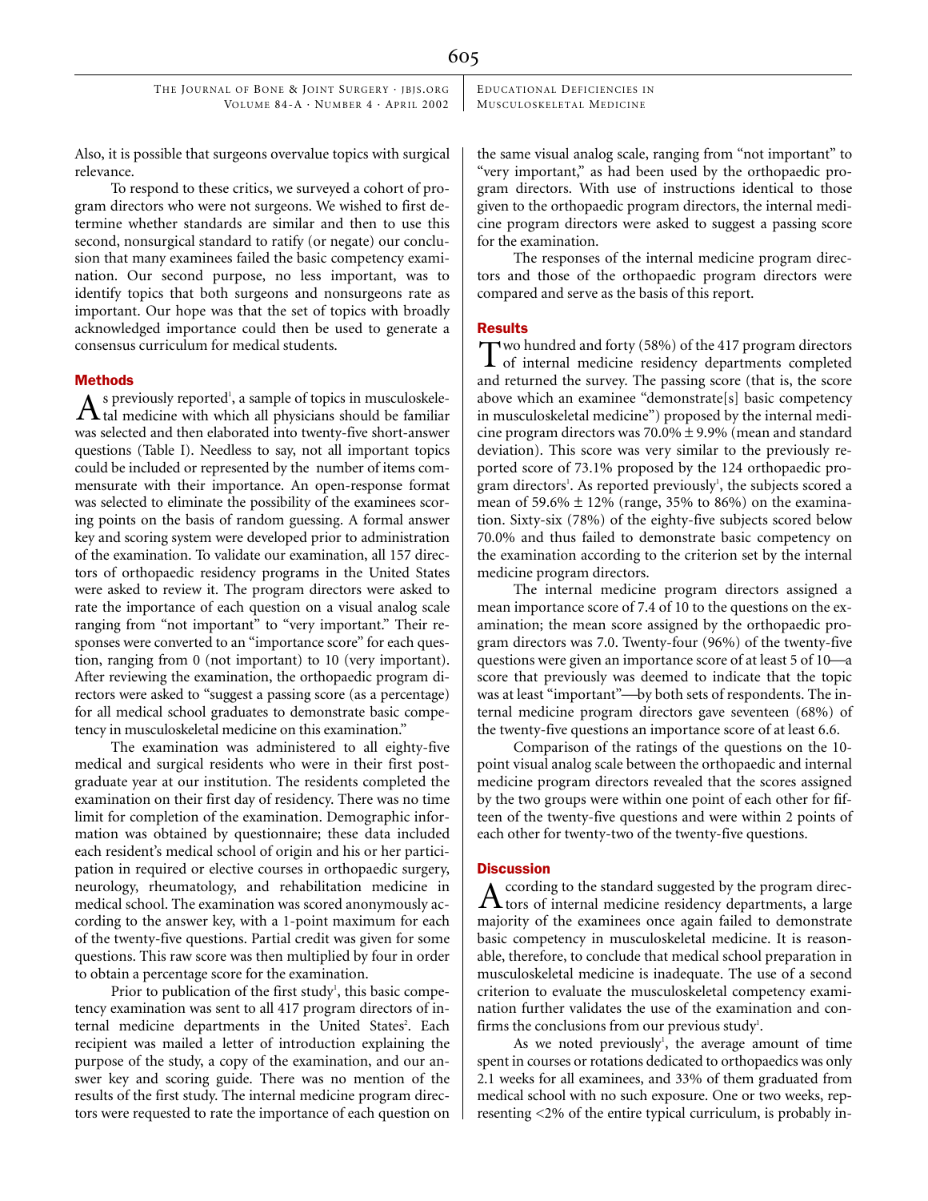Also, it is possible that surgeons overvalue topics with surgical relevance.

To respond to these critics, we surveyed a cohort of program directors who were not surgeons. We wished to first determine whether standards are similar and then to use this second, nonsurgical standard to ratify (or negate) our conclusion that many examinees failed the basic competency examination. Our second purpose, no less important, was to identify topics that both surgeons and nonsurgeons rate as important. Our hope was that the set of topics with broadly acknowledged importance could then be used to generate a consensus curriculum for medical students.

## Methods

As previously reported[1], a sample of topics in musculoskeletal medicine with which all physicians should be familiar was selected and then elaborated into twenty-five short-answer questions (Table I). Needless to say, not all important topics could be included or represented by the number of items commensurate with their importance. An open-response format was selected to eliminate the possibility of the examinees scoring points on the basis of random guessing. A formal answer key and scoring system were developed prior to administration of the examination. To validate our examination, all 157 directors of orthopaedic residency programs in the United States were asked to review it. The program directors were asked to rate the importance of each question on a visual analog scale ranging from "not important" to "very important." Their responses were converted to an "importance score" for each question, ranging from 0 (not important) to 10 (very important). After reviewing the examination, the orthopaedic program directors were asked to "suggest a passing score (as a percentage) for all medical school graduates to demonstrate basic competency in musculoskeletal medicine on this examination."

The examination was administered to all eighty-five medical and surgical residents who were in their first postgraduate year at our institution. The residents completed the examination on their first day of residency. There was no time limit for completion of the examination. Demographic information was obtained by questionnaire; these data included each resident's medical school of origin and his or her participation in required or elective courses in orthopaedic surgery, neurology, rheumatology, and rehabilitation medicine in medical school. The examination was scored anonymously according to the answer key, with a 1-point maximum for each of the twenty-five questions. Partial credit was given for some questions. This raw score was then multiplied by four in order to obtain a percentage score for the examination.

Prior to publication of the first study[1], this basic competency examination was sent to all 417 program directors of internal medicine departments in the United States[2]. Each recipient was mailed a letter of introduction explaining the purpose of the study, a copy of the examination, and our answer key and scoring guide. There was no mention of the results of the first study. The internal medicine program directors were requested to rate the importance of each question on the same visual analog scale, ranging from "not important" to "very important," as had been used by the orthopaedic program directors. With use of instructions identical to those given to the orthopaedic program directors, the internal medicine program directors were asked to suggest a passing score for the examination.

The responses of the internal medicine program directors and those of the orthopaedic program directors were compared and serve as the basis of this report.

## Results

Two hundred and forty (58%) of the 417 program directors of internal medicine residency departments completed and returned the survey. The passing score (that is, the score above which an examinee "demonstrate[s] basic competency in musculoskeletal medicine") proposed by the internal medicine program directors was 70.0% ± 9.9% (mean and standard deviation). This score was very similar to the previously reported score of 73.1% proposed by the 124 orthopaedic program directors[1]. As reported previously[1], the subjects scored a mean of 59.6% ± 12% (range, 35% to 86%) on the examination. Sixty-six (78%) of the eighty-five subjects scored below 70.0% and thus failed to demonstrate basic competency on the examination according to the criterion set by the internal medicine program directors.

The internal medicine program directors assigned a mean importance score of 7.4 of 10 to the questions on the examination; the mean score assigned by the orthopaedic program directors was 7.0. Twenty-four (96%) of the twenty-five questions were given an importance score of at least 5 of 10—a score that previously was deemed to indicate that the topic was at least "important"—by both sets of respondents. The internal medicine program directors gave seventeen (68%) of the twenty-five questions an importance score of at least 6.6.

Comparison of the ratings of the questions on the 10-point visual analog scale between the orthopaedic and internal medicine program directors revealed that the scores assigned by the two groups were within one point of each other for fifteen of the twenty-five questions and were within 2 points of each other for twenty-two of the twenty-five questions.

## Discussion

According to the standard suggested by the program directors of internal medicine residency departments, a large majority of the examinees once again failed to demonstrate basic competency in musculoskeletal medicine. It is reasonable, therefore, to conclude that medical school preparation in musculoskeletal medicine is inadequate. The use of a second criterion to evaluate the musculoskeletal competency examination further validates the use of the examination and confirms the conclusions from our previous study[1].

As we noted previously[1], the average amount of time spent in courses or rotations dedicated to orthopaedics was only 2.1 weeks for all examinees, and 33% of them graduated from medical school with no such exposure. One or two weeks, representing <2% of the entire typical curriculum, is probably in-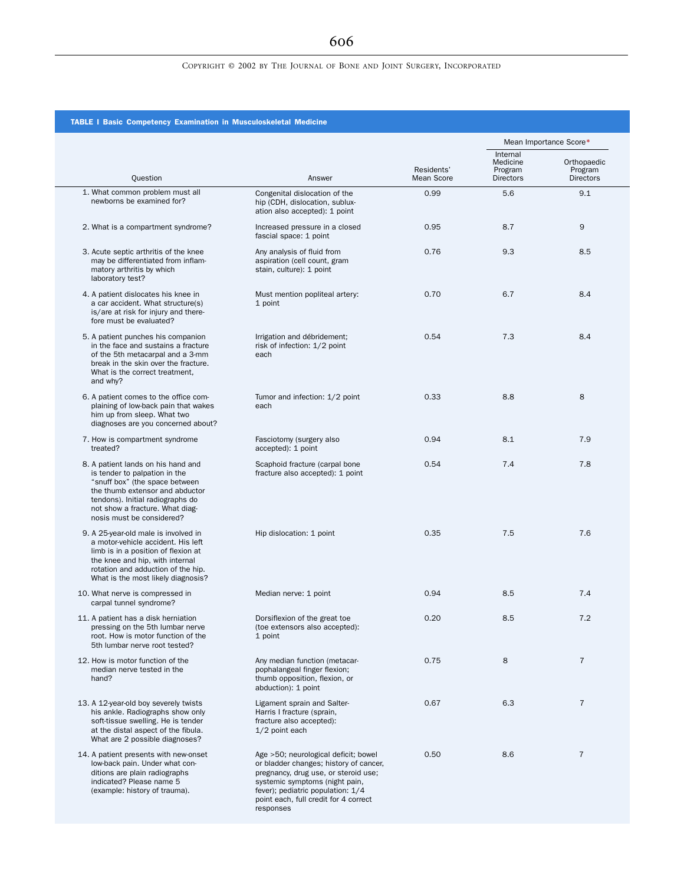**TABLE I Basic Competency Examination in Musculoskeletal Medicine**

| Question | Answer | Residents' Mean Score | Mean Importance Score* | |
|---|---|---|---|---|
| | | | Internal Medicine Program Directors | Orthopaedic Program Directors |
| 1. What common problem must all newborns be examined for? | Congenital dislocation of the hip (CDH, dislocation, subluxation also accepted): 1 point | 0.99 | 5.6 | 9.1 |
| 2. What is a compartment syndrome? | Increased pressure in a closed fascial space: 1 point | 0.95 | 8.7 | 9 |
| 3. Acute septic arthritis of the knee may be differentiated from inflammatory arthritis by which laboratory test? | Any analysis of fluid from aspiration (cell count, gram stain, culture): 1 point | 0.76 | 9.3 | 8.5 |
| 4. A patient dislocates his knee in a car accident. What structure(s) is/are at risk for injury and therefore must be evaluated? | Must mention popliteal artery: 1 point | 0.70 | 6.7 | 8.4 |
| 5. A patient punches his companion in the face and sustains a fracture of the 5th metacarpal and a 3-mm break in the skin over the fracture. What is the correct treatment, and why? | Irrigation and débridement; risk of infection: 1/2 point each | 0.54 | 7.3 | 8.4 |
| 6. A patient comes to the office complaining of low-back pain that wakes him up from sleep. What two diagnoses are you concerned about? | Tumor and infection: 1/2 point each | 0.33 | 8.8 | 8 |
| 7. How is compartment syndrome treated? | Fasciotomy (surgery also accepted): 1 point | 0.94 | 8.1 | 7.9 |
| 8. A patient lands on his hand and is tender to palpation in the "snuff box" (the space between the thumb extensor and abductor tendons). Initial radiographs do not show a fracture. What diagnosis must be considered? | Scaphoid fracture (carpal bone fracture also accepted): 1 point | 0.54 | 7.4 | 7.8 |
| 9. A 25-year-old male is involved in a motor-vehicle accident. His left limb is in a position of flexion at the knee and hip, with internal rotation and adduction of the hip. What is the most likely diagnosis? | Hip dislocation: 1 point | 0.35 | 7.5 | 7.6 |
| 10. What nerve is compressed in carpal tunnel syndrome? | Median nerve: 1 point | 0.94 | 8.5 | 7.4 |
| 11. A patient has a disk herniation pressing on the 5th lumbar nerve root. How is motor function of the 5th lumbar nerve root tested? | Dorsiflexion of the great toe (toe extensors also accepted): 1 point | 0.20 | 8.5 | 7.2 |
| 12. How is motor function of the median nerve tested in the hand? | Any median function (metacarpophalangeal finger flexion; thumb opposition, flexion, or abduction): 1 point | 0.75 | 8 | 7 |
| 13. A 12-year-old boy severely twists his ankle. Radiographs show only soft-tissue swelling. He is tender at the distal aspect of the fibula. What are 2 possible diagnoses? | Ligament sprain and Salter-Harris I fracture (sprain, fracture also accepted): 1/2 point each | 0.67 | 6.3 | 7 |
| 14. A patient presents with new-onset low-back pain. Under what conditions are plain radiographs indicated? Please name 5 (example: history of trauma). | Age >50; neurological deficit; bowel or bladder changes; history of cancer, pregnancy, drug use, or steroid use; systemic symptoms (night pain, fever); pediatric population: 1/4 point each, full credit for 4 correct responses | 0.50 | 8.6 | 7 |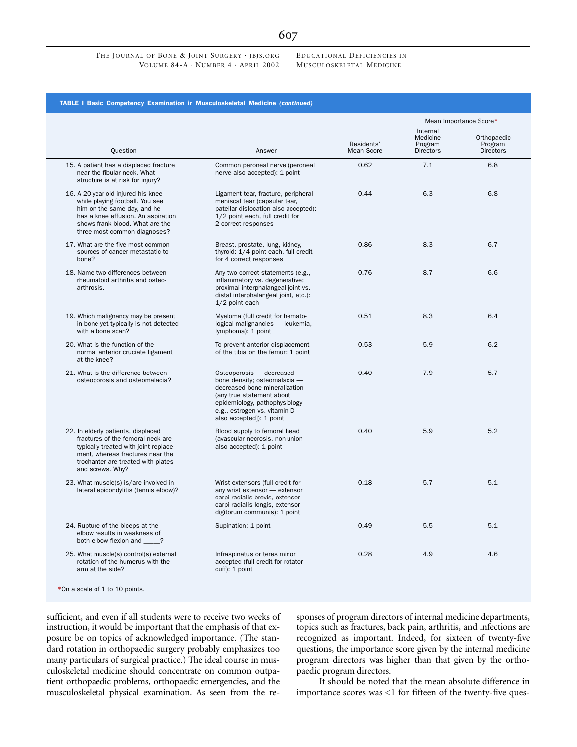**TABLE I Basic Competency Examination in Musculoskeletal Medicine *(continued)***

| Question | Answer | Residents' Mean Score | Mean Importance Score* | |
|---|---|---|---|---|
| | | | Internal Medicine Program Directors | Orthopaedic Program Directors |
| 15. A patient has a displaced fracture near the fibular neck. What structure is at risk for injury? | Common peroneal nerve (peroneal nerve also accepted): 1 point | 0.62 | 7.1 | 6.8 |
| 16. A 20-year-old injured his knee while playing football. You see him on the same day, and he has a knee effusion. An aspiration shows frank blood. What are the three most common diagnoses? | Ligament tear, fracture, peripheral meniscal tear (capsular tear, patellar dislocation also accepted): 1/2 point each, full credit for 2 correct responses | 0.44 | 6.3 | 6.8 |
| 17. What are the five most common sources of cancer metastatic to bone? | Breast, prostate, lung, kidney, thyroid: 1/4 point each, full credit for 4 correct responses | 0.86 | 8.3 | 6.7 |
| 18. Name two differences between rheumatoid arthritis and osteoarthrosis. | Any two correct statements (e.g., inflammatory vs. degenerative; proximal interphalangeal joint vs. distal interphalangeal joint, etc.): 1/2 point each | 0.76 | 8.7 | 6.6 |
| 19. Which malignancy may be present in bone yet typically is not detected with a bone scan? | Myeloma (full credit for hematological malignancies — leukemia, lymphoma): 1 point | 0.51 | 8.3 | 6.4 |
| 20. What is the function of the normal anterior cruciate ligament at the knee? | To prevent anterior displacement of the tibia on the femur: 1 point | 0.53 | 5.9 | 6.2 |
| 21. What is the difference between osteoporosis and osteomalacia? | Osteoporosis — decreased bone density; osteomalacia — decreased bone mineralization (any true statement about epidemiology, pathophysiology — e.g., estrogen vs. vitamin D — also accepted]): 1 point | 0.40 | 7.9 | 5.7 |
| 22. In elderly patients, displaced fractures of the femoral neck are typically treated with joint replacement, whereas fractures near the trochanter are treated with plates and screws. Why? | Blood supply to femoral head (avascular necrosis, non-union also accepted): 1 point | 0.40 | 5.9 | 5.2 |
| 23. What muscle(s) is/are involved in lateral epicondylitis (tennis elbow)? | Wrist extensors (full credit for any wrist extensor — extensor carpi radialis brevis, extensor carpi radialis longis, extensor digitorum communis): 1 point | 0.18 | 5.7 | 5.1 |
| 24. Rupture of the biceps at the elbow results in weakness of both elbow flexion and _____? | Supination: 1 point | 0.49 | 5.5 | 5.1 |
| 25. What muscle(s) control(s) external rotation of the humerus with the arm at the side? | Infraspinatus or teres minor accepted (full credit for rotator cuff): 1 point | 0.28 | 4.9 | 4.6 |

*On a scale of 1 to 10 points.

sufficient, and even if all students were to receive two weeks of instruction, it would be important that the emphasis of that exposure be on topics of acknowledged importance. (The standard rotation in orthopaedic surgery probably emphasizes too many particulars of surgical practice.) The ideal course in musculoskeletal medicine should concentrate on common outpatient orthopaedic problems, orthopaedic emergencies, and the musculoskeletal physical examination. As seen from the responses of program directors of internal medicine departments, topics such as fractures, back pain, arthritis, and infections are recognized as important. Indeed, for sixteen of twenty-five questions, the importance score given by the internal medicine program directors was higher than that given by the orthopaedic program directors.

It should be noted that the mean absolute difference in importance scores was <1 for fifteen of the twenty-five ques-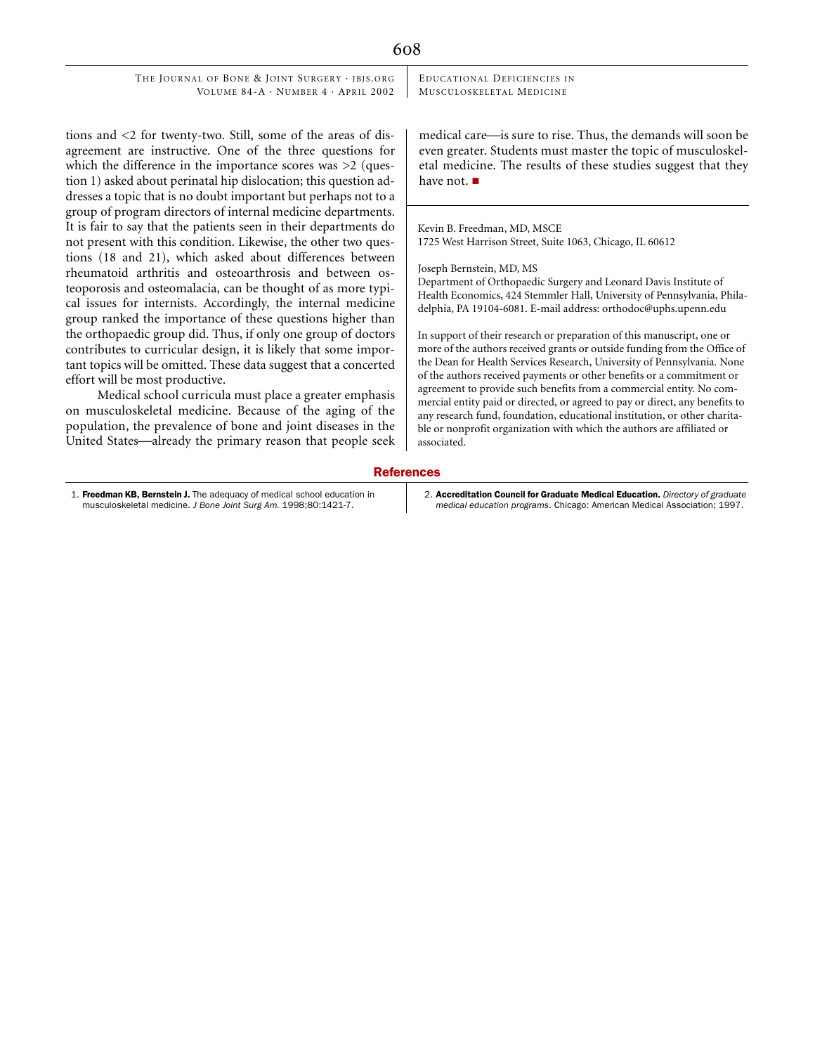tions and <2 for twenty-two. Still, some of the areas of disagreement are instructive. One of the three questions for which the difference in the importance scores was >2 (question 1) asked about perinatal hip dislocation; this question addresses a topic that is no doubt important but perhaps not to a group of program directors of internal medicine departments. It is fair to say that the patients seen in their departments do not present with this condition. Likewise, the other two questions (18 and 21), which asked about differences between rheumatoid arthritis and osteoarthrosis and between osteoporosis and osteomalacia, can be thought of as more typical issues for internists. Accordingly, the internal medicine group ranked the importance of these questions higher than the orthopaedic group did. Thus, if only one group of doctors contributes to curricular design, it is likely that some important topics will be omitted. These data suggest that a concerted effort will be most productive.

Medical school curricula must place a greater emphasis on musculoskeletal medicine. Because of the aging of the population, the prevalence of bone and joint diseases in the United States—already the primary reason that people seek medical care—is sure to rise. Thus, the demands will soon be even greater. Students must master the topic of musculoskeletal medicine. The results of these studies suggest that they have not. ■

Kevin B. Freedman, MD, MSCE
1725 West Harrison Street, Suite 1063, Chicago, IL 60612

Joseph Bernstein, MD, MS
Department of Orthopaedic Surgery and Leonard Davis Institute of Health Economics, 424 Stemmler Hall, University of Pennsylvania, Philadelphia, PA 19104-6081. E-mail address: orthodoc@uphs.upenn.edu

In support of their research or preparation of this manuscript, one or more of the authors received grants or outside funding from the Office of the Dean for Health Services Research, University of Pennsylvania. None of the authors received payments or other benefits or a commitment or agreement to provide such benefits from a commercial entity. No commercial entity paid or directed, or agreed to pay or direct, any benefits to any research fund, foundation, educational institution, or other charitable or nonprofit organization with which the authors are affiliated or associated.

## References

1. **Freedman KB, Bernstein J.** The adequacy of medical school education in musculoskeletal medicine. *J Bone Joint Surg Am.* 1998;80:1421-7.
2. **Accreditation Council for Graduate Medical Education.** *Directory of graduate medical education programs*. Chicago: American Medical Association; 1997.